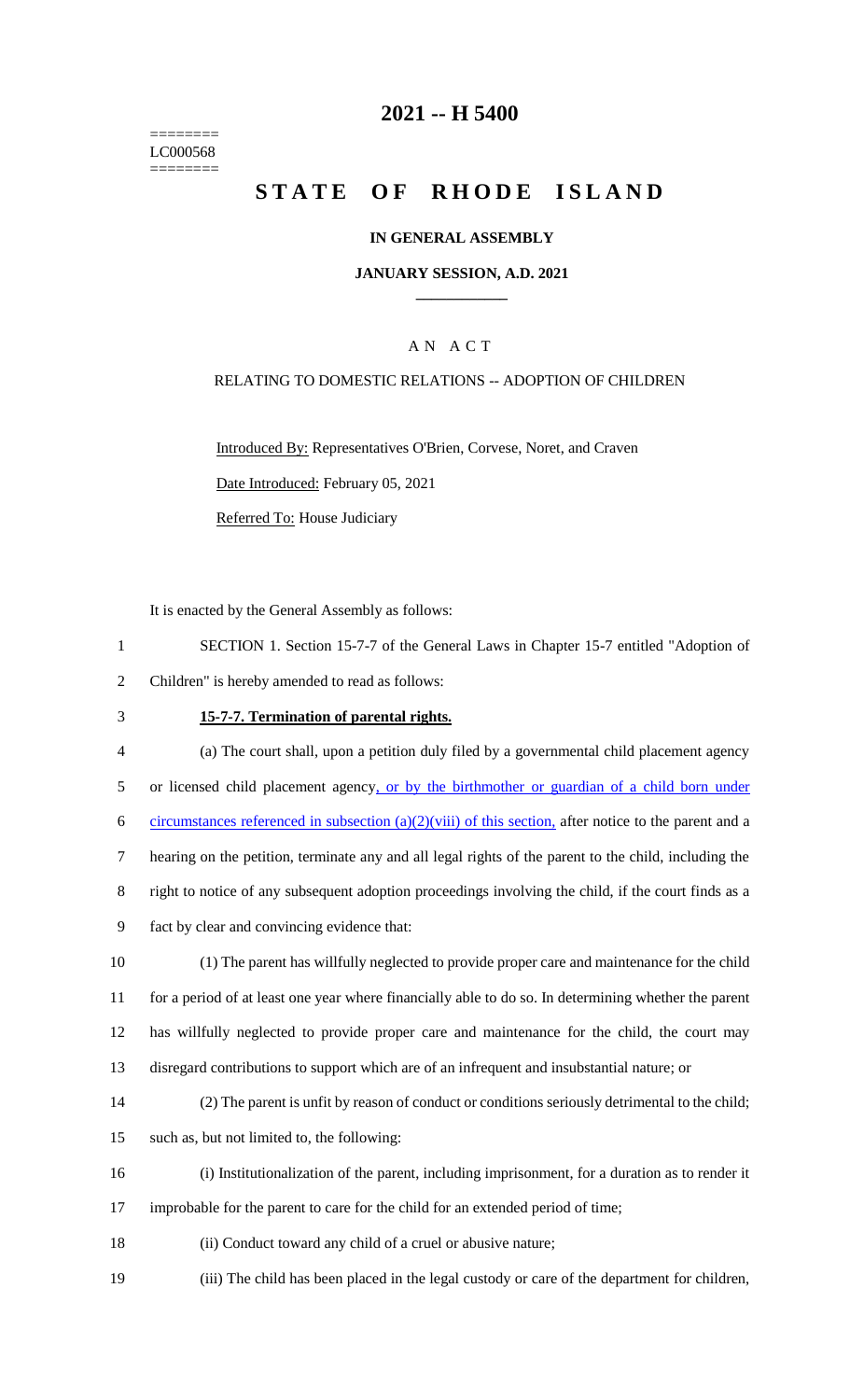========
LC000568
========

# 2021 -- H 5400

# STATE OF RHODE ISLAND

## IN GENERAL ASSEMBLY

### JANUARY SESSION, A.D. 2021

### A N A C T

RELATING TO DOMESTIC RELATIONS -- ADOPTION OF CHILDREN

Introduced By: Representatives O'Brien, Corvese, Noret, and Craven

Date Introduced: February 05, 2021

Referred To: House Judiciary

It is enacted by the General Assembly as follows:

1 SECTION 1. Section 15-7-7 of the General Laws in Chapter 15-7 entitled "Adoption of
2 Children" is hereby amended to read as follows:

3 **15-7-7. Termination of parental rights.**

4 (a) The court shall, upon a petition duly filed by a governmental child placement agency
5 or licensed child placement agency, or by the birthmother or guardian of a child born under
6 circumstances referenced in subsection (a)(2)(viii) of this section, after notice to the parent and a
7 hearing on the petition, terminate any and all legal rights of the parent to the child, including the
8 right to notice of any subsequent adoption proceedings involving the child, if the court finds as a
9 fact by clear and convincing evidence that:

10 (1) The parent has willfully neglected to provide proper care and maintenance for the child
11 for a period of at least one year where financially able to do so. In determining whether the parent
12 has willfully neglected to provide proper care and maintenance for the child, the court may
13 disregard contributions to support which are of an infrequent and insubstantial nature; or

14 (2) The parent is unfit by reason of conduct or conditions seriously detrimental to the child;
15 such as, but not limited to, the following:

16 (i) Institutionalization of the parent, including imprisonment, for a duration as to render it
17 improbable for the parent to care for the child for an extended period of time;

18 (ii) Conduct toward any child of a cruel or abusive nature;

19 (iii) The child has been placed in the legal custody or care of the department for children,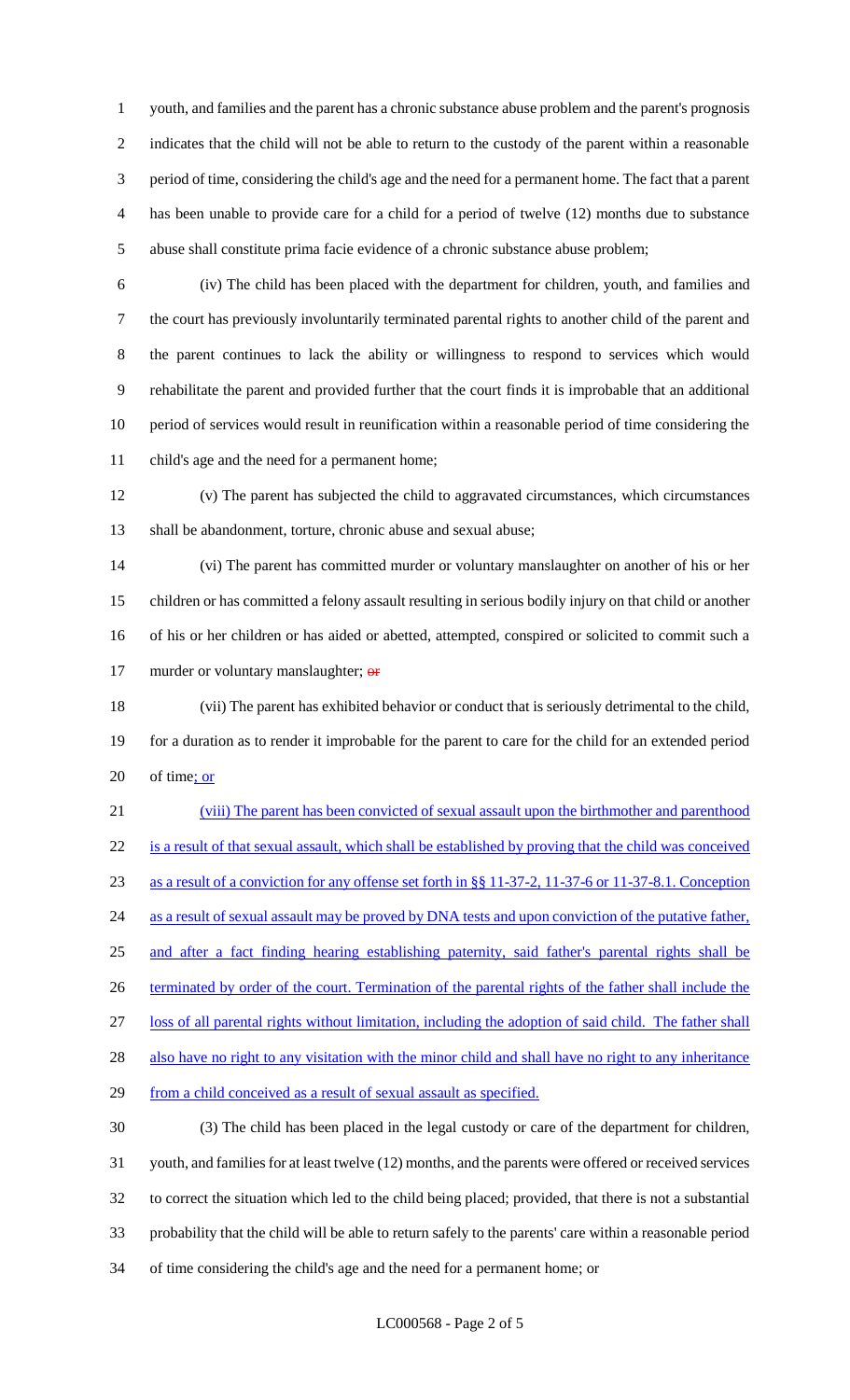youth, and families and the parent has a chronic substance abuse problem and the parent's prognosis indicates that the child will not be able to return to the custody of the parent within a reasonable period of time, considering the child's age and the need for a permanent home. The fact that a parent has been unable to provide care for a child for a period of twelve (12) months due to substance abuse shall constitute prima facie evidence of a chronic substance abuse problem;

(iv) The child has been placed with the department for children, youth, and families and the court has previously involuntarily terminated parental rights to another child of the parent and the parent continues to lack the ability or willingness to respond to services which would rehabilitate the parent and provided further that the court finds it is improbable that an additional period of services would result in reunification within a reasonable period of time considering the child's age and the need for a permanent home;

(v) The parent has subjected the child to aggravated circumstances, which circumstances shall be abandonment, torture, chronic abuse and sexual abuse;

(vi) The parent has committed murder or voluntary manslaughter on another of his or her children or has committed a felony assault resulting in serious bodily injury on that child or another of his or her children or has aided or abetted, attempted, conspired or solicited to commit such a murder or voluntary manslaughter; ~~or~~

(vii) The parent has exhibited behavior or conduct that is seriously detrimental to the child, for a duration as to render it improbable for the parent to care for the child for an extended period of time; or

(viii) The parent has been convicted of sexual assault upon the birthmother and parenthood is a result of that sexual assault, which shall be established by proving that the child was conceived as a result of a conviction for any offense set forth in §§ 11-37-2, 11-37-6 or 11-37-8.1. Conception as a result of sexual assault may be proved by DNA tests and upon conviction of the putative father, and after a fact finding hearing establishing paternity, said father's parental rights shall be terminated by order of the court. Termination of the parental rights of the father shall include the loss of all parental rights without limitation, including the adoption of said child. The father shall also have no right to any visitation with the minor child and shall have no right to any inheritance from a child conceived as a result of sexual assault as specified.

(3) The child has been placed in the legal custody or care of the department for children, youth, and families for at least twelve (12) months, and the parents were offered or received services to correct the situation which led to the child being placed; provided, that there is not a substantial probability that the child will be able to return safely to the parents' care within a reasonable period of time considering the child's age and the need for a permanent home; or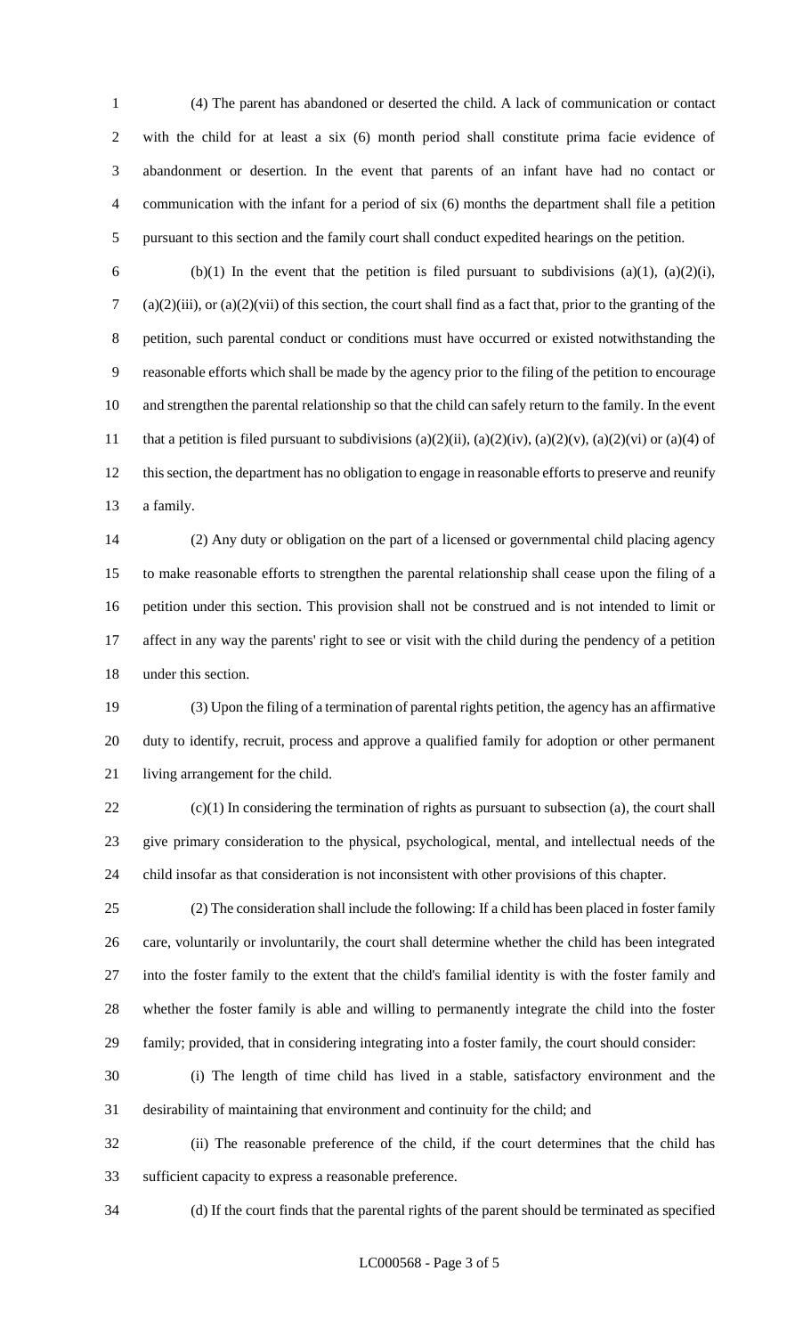(4) The parent has abandoned or deserted the child. A lack of communication or contact with the child for at least a six (6) month period shall constitute prima facie evidence of abandonment or desertion. In the event that parents of an infant have had no contact or communication with the infant for a period of six (6) months the department shall file a petition pursuant to this section and the family court shall conduct expedited hearings on the petition.

(b)(1) In the event that the petition is filed pursuant to subdivisions (a)(1), (a)(2)(i), (a)(2)(iii), or (a)(2)(vii) of this section, the court shall find as a fact that, prior to the granting of the petition, such parental conduct or conditions must have occurred or existed notwithstanding the reasonable efforts which shall be made by the agency prior to the filing of the petition to encourage and strengthen the parental relationship so that the child can safely return to the family. In the event that a petition is filed pursuant to subdivisions (a)(2)(ii), (a)(2)(iv), (a)(2)(v), (a)(2)(vi) or (a)(4) of this section, the department has no obligation to engage in reasonable efforts to preserve and reunify a family.

(2) Any duty or obligation on the part of a licensed or governmental child placing agency to make reasonable efforts to strengthen the parental relationship shall cease upon the filing of a petition under this section. This provision shall not be construed and is not intended to limit or affect in any way the parents' right to see or visit with the child during the pendency of a petition under this section.

(3) Upon the filing of a termination of parental rights petition, the agency has an affirmative duty to identify, recruit, process and approve a qualified family for adoption or other permanent living arrangement for the child.

(c)(1) In considering the termination of rights as pursuant to subsection (a), the court shall give primary consideration to the physical, psychological, mental, and intellectual needs of the child insofar as that consideration is not inconsistent with other provisions of this chapter.

(2) The consideration shall include the following: If a child has been placed in foster family care, voluntarily or involuntarily, the court shall determine whether the child has been integrated into the foster family to the extent that the child's familial identity is with the foster family and whether the foster family is able and willing to permanently integrate the child into the foster family; provided, that in considering integrating into a foster family, the court should consider:

(i) The length of time child has lived in a stable, satisfactory environment and the desirability of maintaining that environment and continuity for the child; and

(ii) The reasonable preference of the child, if the court determines that the child has sufficient capacity to express a reasonable preference.

(d) If the court finds that the parental rights of the parent should be terminated as specified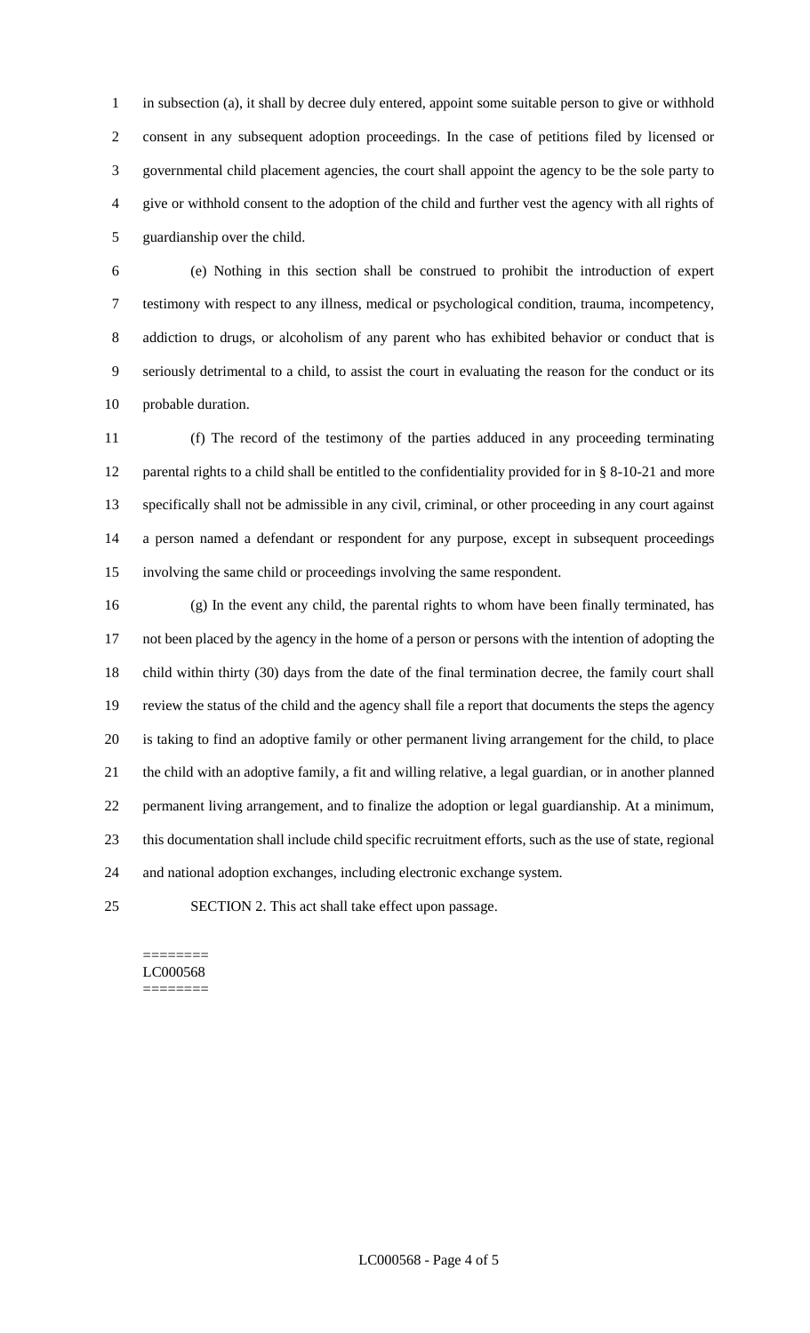in subsection (a), it shall by decree duly entered, appoint some suitable person to give or withhold consent in any subsequent adoption proceedings. In the case of petitions filed by licensed or governmental child placement agencies, the court shall appoint the agency to be the sole party to give or withhold consent to the adoption of the child and further vest the agency with all rights of guardianship over the child.

(e) Nothing in this section shall be construed to prohibit the introduction of expert testimony with respect to any illness, medical or psychological condition, trauma, incompetency, addiction to drugs, or alcoholism of any parent who has exhibited behavior or conduct that is seriously detrimental to a child, to assist the court in evaluating the reason for the conduct or its probable duration.

(f) The record of the testimony of the parties adduced in any proceeding terminating parental rights to a child shall be entitled to the confidentiality provided for in § 8-10-21 and more specifically shall not be admissible in any civil, criminal, or other proceeding in any court against a person named a defendant or respondent for any purpose, except in subsequent proceedings involving the same child or proceedings involving the same respondent.

(g) In the event any child, the parental rights to whom have been finally terminated, has not been placed by the agency in the home of a person or persons with the intention of adopting the child within thirty (30) days from the date of the final termination decree, the family court shall review the status of the child and the agency shall file a report that documents the steps the agency is taking to find an adoptive family or other permanent living arrangement for the child, to place the child with an adoptive family, a fit and willing relative, a legal guardian, or in another planned permanent living arrangement, and to finalize the adoption or legal guardianship. At a minimum, this documentation shall include child specific recruitment efforts, such as the use of state, regional and national adoption exchanges, including electronic exchange system.

SECTION 2. This act shall take effect upon passage.

========
LC000568
========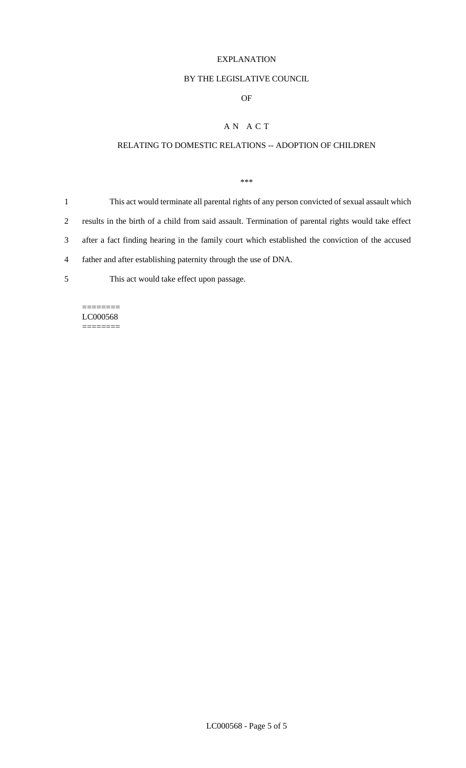EXPLANATION

BY THE LEGISLATIVE COUNCIL

OF

A N A C T

RELATING TO DOMESTIC RELATIONS -- ADOPTION OF CHILDREN

\*\*\*

This act would terminate all parental rights of any person convicted of sexual assault which results in the birth of a child from said assault. Termination of parental rights would take effect after a fact finding hearing in the family court which established the conviction of the accused father and after establishing paternity through the use of DNA.

This act would take effect upon passage.

========
LC000568
========